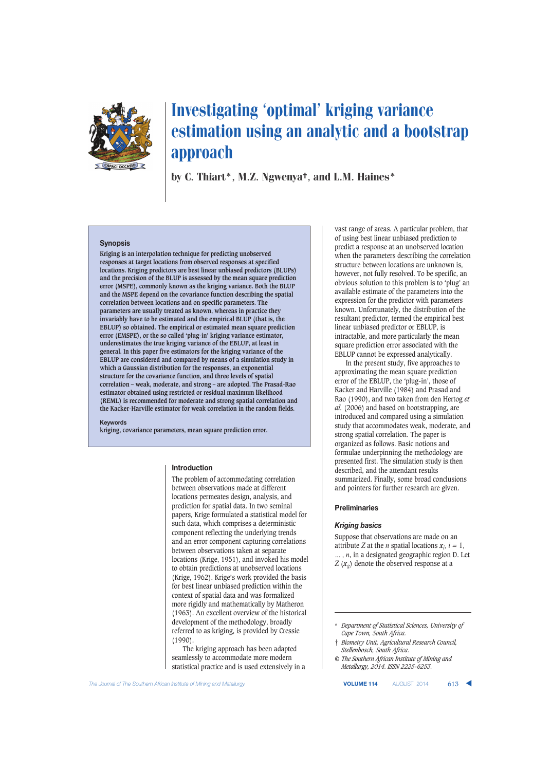# Investigating 'optimal' kriging variance estimation using an analytic and a bootstrap approach

by C. Thiart*, M.Z. Ngwenya†, and L.M. Haines*

## Synopsis

**Kriging is an interpolation technique for predicting unobserved responses at target locations from observed responses at specified locations. Kriging predictors are best linear unbiased predictors (BLUPs) and the precision of the BLUP is assessed by the mean square prediction error (MSPE), commonly known as the kriging variance. Both the BLUP and the MSPE depend on the covariance function describing the spatial correlation between locations and on specific parameters. The parameters are usually treated as known, whereas in practice they invariably have to be estimated and the empirical BLUP (that is, the EBLUP) so obtained. The empirical or estimated mean square prediction error (EMSPE), or the so called 'plug-in' kriging variance estimator, underestimates the true kriging variance of the EBLUP, at least in general. In this paper five estimators for the kriging variance of the EBLUP are considered and compared by means of a simulation study in which a Gaussian distribution for the responses, an exponential structure for the covariance function, and three levels of spatial correlation – weak, moderate, and strong – are adopted. The Prasad-Rao estimator obtained using restricted or residual maximum likelihood (REML) is recommended for moderate and strong spatial correlation and the Kacker-Harville estimator for weak correlation in the random fields.**

**Keywords**

kriging, covariance parameters, mean square prediction error.

## Introduction

The problem of accommodating correlation between observations made at different locations permeates design, analysis, and prediction for spatial data. In two seminal papers, Krige formulated a statistical model for such data, which comprises a deterministic component reflecting the underlying trends and an error component capturing correlations between observations taken at separate locations (Krige, 1951), and invoked his model to obtain predictions at unobserved locations (Krige, 1962). Krige's work provided the basis for best linear unbiased prediction within the context of spatial data and was formalized more rigidly and mathematically by Matheron (1963). An excellent overview of the historical development of the methodology, broadly referred to as kriging, is provided by Cressie (1990).

The kriging approach has been adapted seamlessly to accommodate more modern statistical practice and is used extensively in a vast range of areas. A particular problem, that of using best linear unbiased prediction to predict a response at an unobserved location when the parameters describing the correlation structure between locations are unknown is, however, not fully resolved. To be specific, an obvious solution to this problem is to 'plug' an available estimate of the parameters into the expression for the predictor with parameters known. Unfortunately, the distribution of the resultant predictor, termed the empirical best linear unbiased predictor or EBLUP, is intractable, and more particularly the mean square prediction error associated with the EBLUP cannot be expressed analytically.

In the present study, five approaches to approximating the mean square prediction error of the EBLUP, the 'plug-in', those of Kacker and Harville (1984) and Prasad and Rao (1990), and two taken from den Hertog *et al.* (2006) and based on bootstrapping, are introduced and compared using a simulation study that accommodates weak, moderate, and strong spatial correlation. The paper is organized as follows. Basic notions and formulae underpinning the methodology are presented first. The simulation study is then described, and the attendant results summarized. Finally, some broad conclusions and pointers for further research are given.

## Preliminaries

### Kriging basics

Suppose that observations are made on an attribute $Z$ at the $n$ spatial locations $\boldsymbol{x}_i$, $i = 1, \ldots, n$, in a designated geographic region D. Let $Z(\boldsymbol{x}_g)$ denote the observed response at a

---

\* *Department of Statistical Sciences, University of Cape Town, South Africa.*

† *Biometry Unit, Agricultural Research Council, Stellenbosch, South Africa.*

© *The Southern African Institute of Mining and Metallurgy, 2014. ISSN 2225-6253.*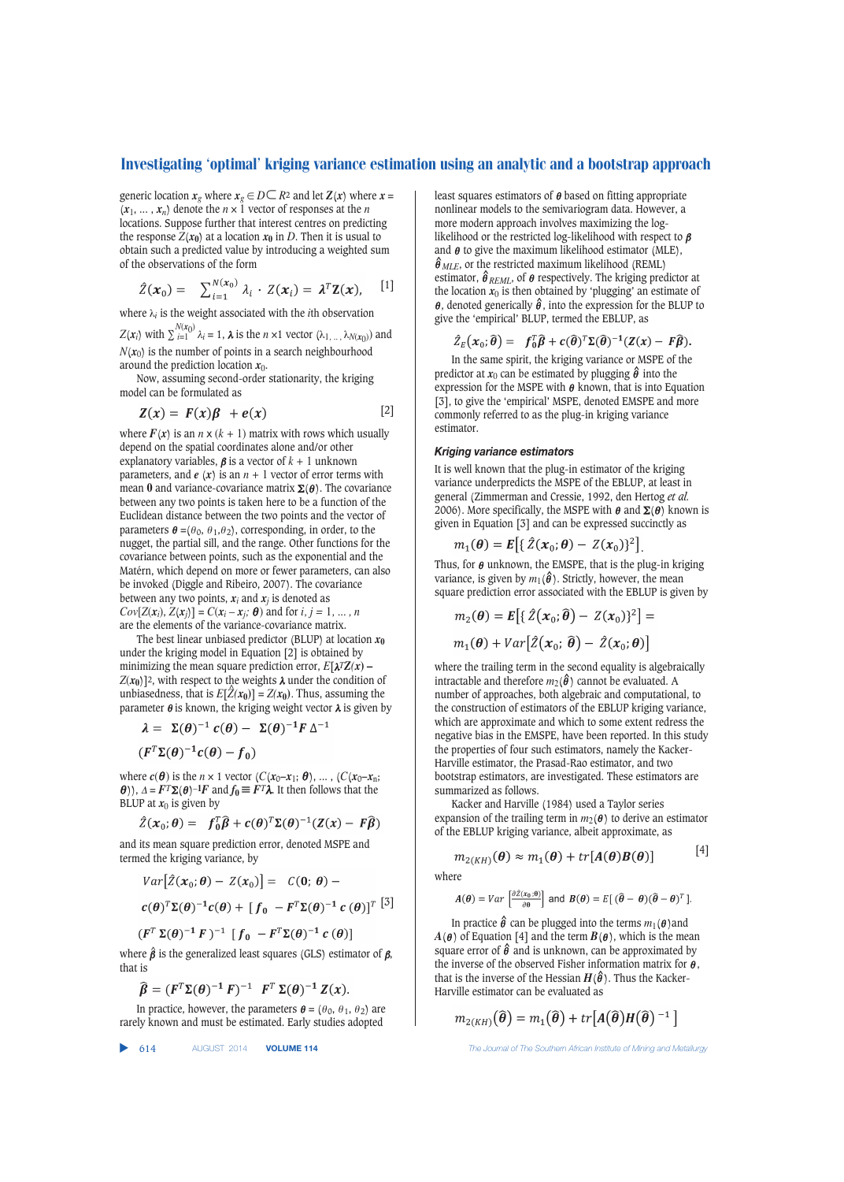generic location $\boldsymbol{x}_g$ where $\boldsymbol{x}_g \in D \subset R^2$ and let $\boldsymbol{Z}(\boldsymbol{x})$ where $\boldsymbol{x} = (x_1, \ldots, x_n)$ denote the $n \times 1$ vector of responses at the $n$ locations. Suppose further that interest centres on predicting the response $Z(\boldsymbol{x}_0)$ at a location $\boldsymbol{x}_0$ in $D$. Then it is usual to obtain such a predicted value by introducing a weighted sum of the observations of the form

$$\hat{Z}(\boldsymbol{x}_0) = \sum_{i=1}^{N(\boldsymbol{x}_0)} \lambda_i \cdot Z(\boldsymbol{x}_i) = \boldsymbol{\lambda}^T \boldsymbol{Z}(\boldsymbol{x}), \qquad [1]$$

where $\lambda_i$ is the weight associated with the $i$th observation $Z(\boldsymbol{x}_i)$ with $\sum_{i=1}^{N(x_0)} \lambda_i = 1$, $\boldsymbol{\lambda}$ is the $n \times 1$ vector $(\lambda_1, \ldots, \lambda_{N(x_0)})$ and $N(\boldsymbol{x}_0)$ is the number of points in a search neighbourhood around the prediction location $\boldsymbol{x}_0$.

Now, assuming second-order stationarity, the kriging model can be formulated as

$$\boldsymbol{Z}(\boldsymbol{x}) = \boldsymbol{F}(\boldsymbol{x})\boldsymbol{\beta} + \boldsymbol{e}(\boldsymbol{x}) \qquad [2]$$

where $\boldsymbol{F}(\boldsymbol{x})$ is an $n \times (k+1)$ matrix with rows which usually depend on the spatial coordinates alone and/or other explanatory variables, $\boldsymbol{\beta}$ is a vector of $k+1$ unknown parameters, and $\boldsymbol{e}(\boldsymbol{x})$ is an $n+1$ vector of error terms with mean $\boldsymbol{0}$ and variance-covariance matrix $\boldsymbol{\Sigma}(\boldsymbol{\theta})$. The covariance between any two points is taken here to be a function of the Euclidean distance between the two points and the vector of parameters $\boldsymbol{\theta} = (\theta_0, \theta_1, \theta_2)$, corresponding, in order, to the nugget, the partial sill, and the range. Other functions for the covariance between points, such as the exponential and the Matérn, which depend on more or fewer parameters, can also be invoked (Diggle and Ribeiro, 2007). The covariance between any two points, $\boldsymbol{x}_i$ and $\boldsymbol{x}_j$ is denoted as $Cov[Z(\boldsymbol{x}_i), Z(\boldsymbol{x}_j)] = C(\boldsymbol{x}_i - \boldsymbol{x}_j; \boldsymbol{\theta})$ and for $i, j = 1, \ldots, n$ are the elements of the variance-covariance matrix.

The best linear unbiased predictor (BLUP) at location $\boldsymbol{x}_0$ under the kriging model in Equation [2] is obtained by minimizing the mean square prediction error, $E[\boldsymbol{\lambda}^T\boldsymbol{Z}(\boldsymbol{x}) - Z(\boldsymbol{x}_0)]^2$, with respect to the weights $\boldsymbol{\lambda}$ under the condition of unbiasedness, that is $E[\hat{Z}(\boldsymbol{x}_0)] = Z(\boldsymbol{x}_0)$. Thus, assuming the parameter $\boldsymbol{\theta}$ is known, the kriging weight vector $\boldsymbol{\lambda}$ is given by

$$\boldsymbol{\lambda} = \boldsymbol{\Sigma}(\boldsymbol{\theta})^{-1}\boldsymbol{c}(\boldsymbol{\theta}) - \boldsymbol{\Sigma}(\boldsymbol{\theta})^{-1}\boldsymbol{F}\,\Delta^{-1}$$
$$(\boldsymbol{F}^T\boldsymbol{\Sigma}(\boldsymbol{\theta})^{-1}\boldsymbol{c}(\boldsymbol{\theta}) - \boldsymbol{f}_0)$$

where $\boldsymbol{c}(\boldsymbol{\theta})$ is the $n \times 1$ vector $(C(\boldsymbol{x}_0 - \boldsymbol{x}_1; \boldsymbol{\theta}), \ldots, (C(\boldsymbol{x}_0 - \boldsymbol{x}_n; \boldsymbol{\theta}))$, $\Delta = \boldsymbol{F}^T\boldsymbol{\Sigma}(\boldsymbol{\theta})^{-1}\boldsymbol{F}$ and $\boldsymbol{f}_0 \equiv \boldsymbol{F}^T\boldsymbol{\lambda}$. It then follows that the BLUP at $x_0$ is given by

$$\hat{Z}(\boldsymbol{x}_0; \boldsymbol{\theta}) = \boldsymbol{f}_0^T\hat{\boldsymbol{\beta}} + \boldsymbol{c}(\boldsymbol{\theta})^T\boldsymbol{\Sigma}(\boldsymbol{\theta})^{-1}(\boldsymbol{Z}(\boldsymbol{x}) - \boldsymbol{F}\hat{\boldsymbol{\beta}})$$

and its mean square prediction error, denoted MSPE and termed the kriging variance, by

$$Var\left[\hat{Z}(\boldsymbol{x}_0; \boldsymbol{\theta}) - Z(\boldsymbol{x}_0)\right] = C(\boldsymbol{0}; \boldsymbol{\theta}) -$$
$$\boldsymbol{c}(\boldsymbol{\theta})^T\boldsymbol{\Sigma}(\boldsymbol{\theta})^{-1}\boldsymbol{c}(\boldsymbol{\theta}) + [\boldsymbol{f}_0 - \boldsymbol{F}^T\boldsymbol{\Sigma}(\boldsymbol{\theta})^{-1}\boldsymbol{c}(\boldsymbol{\theta})]^T \qquad [3]$$
$$(\boldsymbol{F}^T\boldsymbol{\Sigma}(\boldsymbol{\theta})^{-1}\boldsymbol{F})^{-1}[\boldsymbol{f}_0 - \boldsymbol{F}^T\boldsymbol{\Sigma}(\boldsymbol{\theta})^{-1}\boldsymbol{c}(\boldsymbol{\theta})]$$

where $\hat{\boldsymbol{\beta}}$ is the generalized least squares (GLS) estimator of $\boldsymbol{\beta}$, that is

$$\hat{\boldsymbol{\beta}} = (\boldsymbol{F}^T\boldsymbol{\Sigma}(\boldsymbol{\theta})^{-1}\boldsymbol{F})^{-1}\boldsymbol{F}^T\boldsymbol{\Sigma}(\boldsymbol{\theta})^{-1}\boldsymbol{Z}(\boldsymbol{x}).$$

In practice, however, the parameters $\boldsymbol{\theta} = (\theta_0, \theta_1, \theta_2)$ are rarely known and must be estimated. Early studies adopted least squares estimators of $\boldsymbol{\theta}$ based on fitting appropriate nonlinear models to the semivariogram data. However, a more modern approach involves maximizing the log-likelihood or the restricted log-likelihood with respect to $\boldsymbol{\beta}$ and $\boldsymbol{\theta}$ to give the maximum likelihood estimator (MLE), $\hat{\boldsymbol{\theta}}_{MLE}$, or the restricted maximum likelihood (REML) estimator, $\hat{\boldsymbol{\theta}}_{REML}$, of $\boldsymbol{\theta}$ respectively. The kriging predictor at the location $x_0$ is then obtained by 'plugging' an estimate of $\boldsymbol{\theta}$, denoted generically $\hat{\boldsymbol{\theta}}$, into the expression for the BLUP to give the 'empirical' BLUP, termed the EBLUP, as

$$\hat{Z}_E(\boldsymbol{x}_0; \hat{\boldsymbol{\theta}}) = \boldsymbol{f}_0^T\hat{\boldsymbol{\beta}} + \boldsymbol{c}(\hat{\boldsymbol{\theta}})^T\boldsymbol{\Sigma}(\hat{\boldsymbol{\theta}})^{-1}(\boldsymbol{Z}(\boldsymbol{x}) - \boldsymbol{F}\hat{\boldsymbol{\beta}}).$$

In the same spirit, the kriging variance or MSPE of the predictor at $x_0$ can be estimated by plugging $\hat{\boldsymbol{\theta}}$ into the expression for the MSPE with $\boldsymbol{\theta}$ known, that is into Equation [3], to give the 'empirical' MSPE, denoted EMSPE and more commonly referred to as the plug-in kriging variance estimator.

### Kriging variance estimators

It is well known that the plug-in estimator of the kriging variance underpredicts the MSPE of the EBLUP, at least in general (Zimmerman and Cressie, 1992, den Hertog *et al.* 2006). More specifically, the MSPE with $\boldsymbol{\theta}$ and $\boldsymbol{\Sigma}(\boldsymbol{\theta})$ known is given in Equation [3] and can be expressed succinctly as

$$m_1(\boldsymbol{\theta}) = \boldsymbol{E}\left[\{\hat{Z}(\boldsymbol{x}_0; \boldsymbol{\theta}) - Z(\boldsymbol{x}_0)\}^2\right].$$

Thus, for $\boldsymbol{\theta}$ unknown, the EMSPE, that is the plug-in kriging variance, is given by $m_1(\hat{\boldsymbol{\theta}})$. Strictly, however, the mean square prediction error associated with the EBLUP is given by

$$m_2(\boldsymbol{\theta}) = \boldsymbol{E}\left[\{\hat{Z}(\boldsymbol{x}_0; \hat{\boldsymbol{\theta}}) - Z(\boldsymbol{x}_0)\}^2\right] =$$
$$m_1(\boldsymbol{\theta}) + Var\left[\hat{Z}(\boldsymbol{x}_0; \hat{\boldsymbol{\theta}}) - \hat{Z}(\boldsymbol{x}_0; \boldsymbol{\theta})\right]$$

where the trailing term in the second equality is algebraically intractable and therefore $m_2(\hat{\boldsymbol{\theta}})$ cannot be evaluated. A number of approaches, both algebraic and computational, to the construction of estimators of the EBLUP kriging variance, which are approximate and which to some extent redress the negative bias in the EMSPE, have been reported. In this study the properties of four such estimators, namely the Kacker-Harville estimator, the Prasad-Rao estimator, and two bootstrap estimators, are investigated. These estimators are summarized as follows.

Kacker and Harville (1984) used a Taylor series expansion of the trailing term in $m_2(\boldsymbol{\theta})$ to derive an estimator of the EBLUP kriging variance, albeit approximate, as

$$m_{2(KH)}(\boldsymbol{\theta}) \approx m_1(\boldsymbol{\theta}) + tr[\boldsymbol{A}(\boldsymbol{\theta})\boldsymbol{B}(\boldsymbol{\theta})] \qquad [4]$$

where

$$\boldsymbol{A}(\boldsymbol{\theta}) = Var\left[\frac{\partial \hat{Z}(\boldsymbol{x}_0; \boldsymbol{\theta})}{\partial \boldsymbol{\theta}}\right] \text{ and } \boldsymbol{B}(\boldsymbol{\theta}) = E[(\hat{\boldsymbol{\theta}} - \boldsymbol{\theta})(\hat{\boldsymbol{\theta}} - \boldsymbol{\theta})^T].$$

In practice $\hat{\boldsymbol{\theta}}$ can be plugged into the terms $m_1(\boldsymbol{\theta})$ and $\boldsymbol{A}(\boldsymbol{\theta})$ of Equation [4] and the term $\boldsymbol{B}(\boldsymbol{\theta})$, which is the mean square error of $\hat{\boldsymbol{\theta}}$ and is unknown, can be approximated by the inverse of the observed Fisher information matrix for $\boldsymbol{\theta}$, that is the inverse of the Hessian $\boldsymbol{H}(\hat{\boldsymbol{\theta}})$. Thus the Kacker-Harville estimator can be evaluated as

$$m_{2(KH)}(\hat{\boldsymbol{\theta}}) = m_1(\hat{\boldsymbol{\theta}}) + tr\left[\boldsymbol{A}(\hat{\boldsymbol{\theta}})\boldsymbol{H}(\hat{\boldsymbol{\theta}})^{-1}\right]$$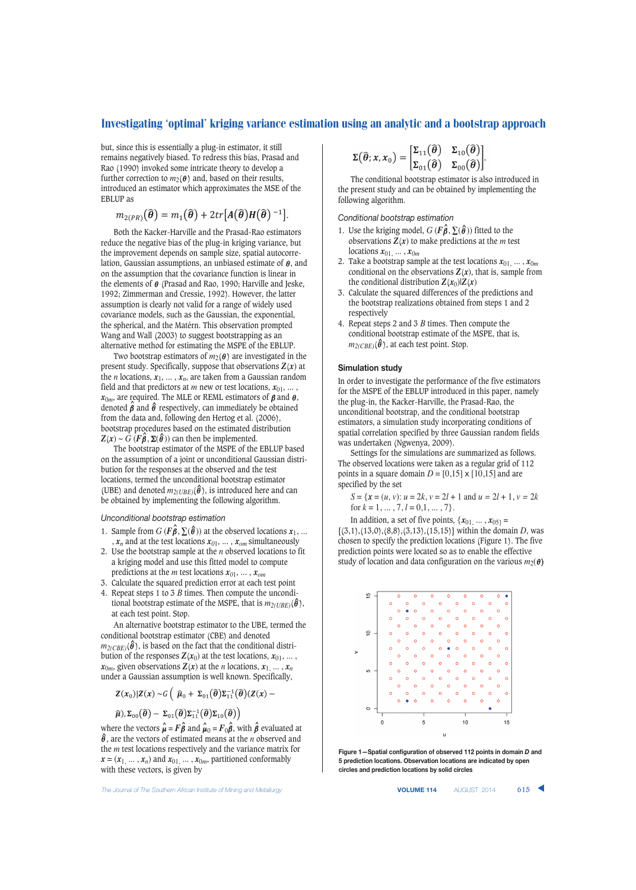but, since this is essentially a plug-in estimator, it still remains negatively biased. To redress this bias, Prasad and Rao (1990) invoked some intricate theory to develop a further correction to $m_2(\boldsymbol{\theta})$ and, based on their results, introduced an estimator which approximates the MSE of the EBLUP as

$$m_{2(PR)}(\hat{\boldsymbol{\theta}}) = m_1(\hat{\boldsymbol{\theta}}) + 2tr\left[\boldsymbol{A}(\hat{\boldsymbol{\theta}})\boldsymbol{H}(\hat{\boldsymbol{\theta}})^{-1}\right].$$

Both the Kacker-Harville and the Prasad-Rao estimators reduce the negative bias of the plug-in kriging variance, but the improvement depends on sample size, spatial autocorrelation, Gaussian assumptions, an unbiased estimate of $\boldsymbol{\theta}$, and on the assumption that the covariance function is linear in the elements of $\boldsymbol{\theta}$ (Prasad and Rao, 1990; Harville and Jeske, 1992; Zimmerman and Cressie, 1992). However, the latter assumption is clearly not valid for a range of widely used covariance models, such as the Gaussian, the exponential, the spherical, and the Matérn. This observation prompted Wang and Wall (2003) to suggest bootstrapping as an alternative method for estimating the MSPE of the EBLUP.

Two bootstrap estimators of $m_2(\boldsymbol{\theta})$ are investigated in the present study. Specifically, suppose that observations $\boldsymbol{Z}(\boldsymbol{x})$ at the $n$ locations, $\boldsymbol{x}_1, \ldots, \boldsymbol{x}_n$, are taken from a Gaussian random field and that predictors at $m$ new or test locations, $\boldsymbol{x}_{01}, \ldots, \boldsymbol{x}_{0m}$, are required. The MLE or REML estimators of $\boldsymbol{\beta}$ and $\boldsymbol{\theta}$, denoted $\hat{\boldsymbol{\beta}}$ and $\hat{\boldsymbol{\theta}}$ respectively, can immediately be obtained from the data and, following den Hertog et al. (2006), bootstrap procedures based on the estimated distribution $\boldsymbol{Z}(\boldsymbol{x}) \sim G(\boldsymbol{F}\hat{\boldsymbol{\beta}}, \boldsymbol{\Sigma}(\hat{\boldsymbol{\theta}}))$ can then be implemented.

The bootstrap estimator of the MSPE of the EBLUP based on the assumption of a joint or unconditional Gaussian distribution for the responses at the observed and the test locations, termed the unconditional bootstrap estimator (UBE) and denoted $m_{2(UBE)}(\hat{\boldsymbol{\theta}})$, is introduced here and can be obtained by implementing the following algorithm.

*Unconditional bootstrap estimation*

1. Sample from $G(\boldsymbol{F}\hat{\boldsymbol{\beta}}, \boldsymbol{\Sigma}(\hat{\boldsymbol{\theta}}))$ at the observed locations $\boldsymbol{x}_1, \ldots, \boldsymbol{x}_n$ and at the test locations $\boldsymbol{x}_{01}, \ldots, \boldsymbol{x}_{om}$ simultaneously
2. Use the bootstrap sample at the $n$ observed locations to fit a kriging model and use this fitted model to compute predictions at the $m$ test locations $\boldsymbol{x}_{01}, \ldots, \boldsymbol{x}_{om}$
3. Calculate the squared prediction error at each test point
4. Repeat steps 1 to 3 $B$ times. Then compute the unconditional bootstrap estimate of the MSPE, that is $m_{2(UBE)}(\hat{\boldsymbol{\theta}})$, at each test point. Stop.

An alternative bootstrap estimator to the UBE, termed the conditional bootstrap estimator (CBE) and denoted $m_{2(CBE)}(\hat{\boldsymbol{\theta}})$, is based on the fact that the conditional distribution of the responses $\boldsymbol{Z}(\boldsymbol{x}_0)$ at the test locations, $\boldsymbol{x}_{01}, \ldots, \boldsymbol{x}_{0m}$, given observations $\boldsymbol{Z}(\boldsymbol{x})$ at the $n$ locations, $\boldsymbol{x}_1, \ldots, \boldsymbol{x}_n$ under a Gaussian assumption is well known. Specifically,

$$\boldsymbol{Z}(\boldsymbol{x}_0)|\boldsymbol{Z}(\boldsymbol{x}) \sim G\Big(\hat{\boldsymbol{\mu}}_0 + \boldsymbol{\Sigma}_{01}(\hat{\boldsymbol{\theta}})\boldsymbol{\Sigma}_{11}^{-1}(\hat{\boldsymbol{\theta}})(\boldsymbol{Z}(\boldsymbol{x}) - \hat{\boldsymbol{\mu}}), \boldsymbol{\Sigma}_{00}(\hat{\boldsymbol{\theta}}) - \boldsymbol{\Sigma}_{01}(\hat{\boldsymbol{\theta}})\boldsymbol{\Sigma}_{11}^{-1}(\hat{\boldsymbol{\theta}})\boldsymbol{\Sigma}_{10}(\hat{\boldsymbol{\theta}})\Big)$$

where the vectors $\hat{\boldsymbol{\mu}} = \boldsymbol{F}\hat{\boldsymbol{\beta}}$ and $\hat{\boldsymbol{\mu}}_0 = \boldsymbol{F}_0\hat{\boldsymbol{\beta}}$, with $\hat{\boldsymbol{\beta}}$ evaluated at $\hat{\boldsymbol{\theta}}$, are the vectors of estimated means at the $n$ observed and the $m$ test locations respectively and the variance matrix for $\boldsymbol{x} = (\boldsymbol{x}_1, \ldots, \boldsymbol{x}_n)$ and $\boldsymbol{x}_{01}, \ldots, \boldsymbol{x}_{0m}$, partitioned conformably with these vectors, is given by

$$\boldsymbol{\Sigma}(\hat{\boldsymbol{\theta}}; \boldsymbol{x}, \boldsymbol{x}_0) = \begin{bmatrix} \boldsymbol{\Sigma}_{11}(\hat{\boldsymbol{\theta}}) & \boldsymbol{\Sigma}_{10}(\hat{\boldsymbol{\theta}}) \\ \boldsymbol{\Sigma}_{01}(\hat{\boldsymbol{\theta}}) & \boldsymbol{\Sigma}_{00}(\hat{\boldsymbol{\theta}}) \end{bmatrix}.$$

The conditional bootstrap estimator is also introduced in the present study and can be obtained by implementing the following algorithm.

*Conditional bootstrap estimation*

1. Use the kriging model, $G(\boldsymbol{F}\hat{\boldsymbol{\beta}}, \boldsymbol{\Sigma}(\hat{\boldsymbol{\theta}}))$ fitted to the observations $\boldsymbol{Z}(\boldsymbol{x})$ to make predictions at the $m$ test locations $\boldsymbol{x}_{01}, \ldots, \boldsymbol{x}_{0m}$
2. Take a bootstrap sample at the test locations $\boldsymbol{x}_{01}, \ldots, \boldsymbol{x}_{0m}$ conditional on the observations $\boldsymbol{Z}(\boldsymbol{x})$, that is, sample from the conditional distribution $\boldsymbol{Z}(\boldsymbol{x}_0)|\boldsymbol{Z}(\boldsymbol{x})$
3. Calculate the squared differences of the predictions and the bootstrap realizations obtained from steps 1 and 2 respectively
4. Repeat steps 2 and 3 $B$ times. Then compute the conditional bootstrap estimate of the MSPE, that is, $m_{2(CBE)}(\hat{\boldsymbol{\theta}})$, at each test point. Stop.

## Simulation study

In order to investigate the performance of the five estimators for the MSPE of the EBLUP introduced in this paper, namely the plug-in, the Kacker-Harville, the Prasad-Rao, the unconditional bootstrap, and the conditional bootstrap estimators, a simulation study incorporating conditions of spatial correlation specified by three Gaussian random fields was undertaken (Ngwenya, 2009).

Settings for the simulations are summarized as follows. The observed locations were taken as a regular grid of 112 points in a square domain $D = [0,15] \times [10,15]$ and are specified by the set

$S = \{x = (u, v): u = 2k, v = 2l + 1 \text{ and } u = 2l + 1, v = 2k$ for $k = 1, \ldots, 7, l = 0,1, \ldots, 7\}$.

In addition, a set of five points, $\{\boldsymbol{x}_{01}, \ldots, \boldsymbol{x}_{05}\} = \{(3,1),(13,0),(8,8),(3,13),(15,15)\}$ within the domain $D$, was chosen to specify the prediction locations (Figure 1). The five prediction points were located so as to enable the effective study of location and data configuration on the various $m_2(\boldsymbol{\theta})$

**Figure 1—Spatial configuration of observed 112 points in domain *D* and 5 prediction locations. Observation locations are indicated by open circles and prediction locations by solid circles**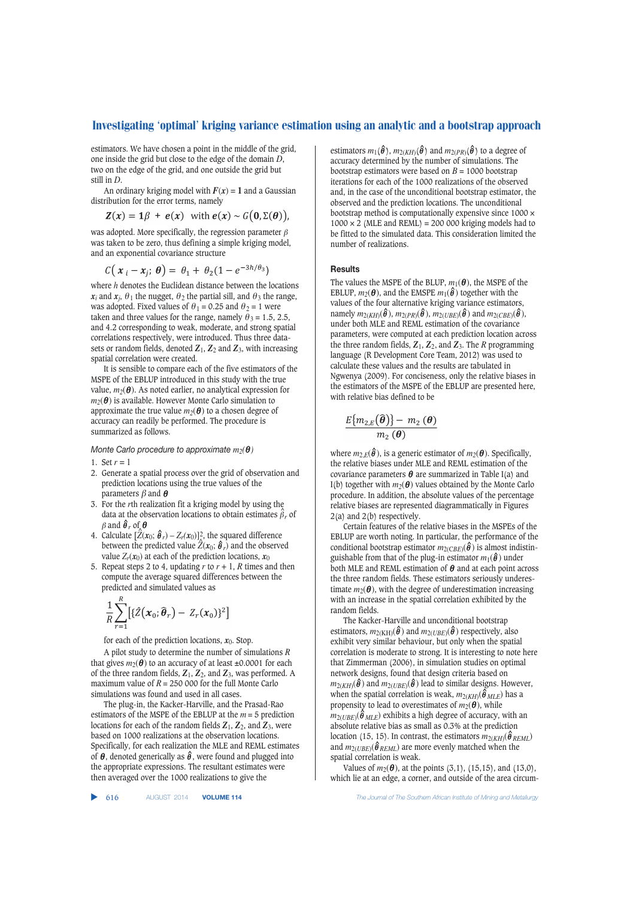estimators. We have chosen a point in the middle of the grid, one inside the grid but close to the edge of the domain $D$, two on the edge of the grid, and one outside the grid but still in $D$.

An ordinary kriging model with $\boldsymbol{F}(\boldsymbol{x}) = \boldsymbol{1}$ and a Gaussian distribution for the error terms, namely

$$\boldsymbol{Z}(\boldsymbol{x}) = \boldsymbol{1}\beta + \boldsymbol{e}(\boldsymbol{x}) \quad \text{with } \boldsymbol{e}(\boldsymbol{x}) \sim G(\boldsymbol{0}, \Sigma(\boldsymbol{\theta})),$$

was adopted. More specifically, the regression parameter $\beta$ was taken to be zero, thus defining a simple kriging model, and an exponential covariance structure

$$C(\boldsymbol{x}_i - \boldsymbol{x}_j; \boldsymbol{\theta}) = \theta_1 + \theta_2(1 - e^{-3h/\theta_3})$$

where $h$ denotes the Euclidean distance between the locations $\boldsymbol{x}_i$ and $\boldsymbol{x}_j$, $\theta_1$ the nugget, $\theta_2$ the partial sill, and $\theta_3$ the range, was adopted. Fixed values of $\theta_1 = 0.25$ and $\theta_2 = 1$ were taken and three values for the range, namely $\theta_3 = 1.5$, 2.5, and 4.2 corresponding to weak, moderate, and strong spatial correlations respectively, were introduced. Thus three datasets or random fields, denoted $\boldsymbol{Z}_1$, $\boldsymbol{Z}_2$ and $\boldsymbol{Z}_3$, with increasing spatial correlation were created.

It is sensible to compare each of the five estimators of the MSPE of the EBLUP introduced in this study with the true value, $m_2(\boldsymbol{\theta})$. As noted earlier, no analytical expression for $m_2(\boldsymbol{\theta})$ is available. However Monte Carlo simulation to approximate the true value $m_2(\boldsymbol{\theta})$ to a chosen degree of accuracy can readily be performed. The procedure is summarized as follows.

*Monte Carlo procedure to approximate $m_2(\boldsymbol{\theta})$*

1. Set $r = 1$
2. Generate a spatial process over the grid of observation and prediction locations using the true values of the parameters $\beta$ and $\boldsymbol{\theta}$
3. For the $r$th realization fit a kriging model by using the data at the observation locations to obtain estimates $\hat{\beta}_r$ of $\beta$ and $\hat{\boldsymbol{\theta}}_r$ of $\boldsymbol{\theta}$
4. Calculate $[\hat{Z}(\boldsymbol{x}_0; \hat{\boldsymbol{\theta}}_r) - Z_r(\boldsymbol{x}_0)]^2$, the squared difference between the predicted value $\hat{Z}(\boldsymbol{x}_0; \hat{\boldsymbol{\theta}}_r)$ and the observed value $Z_r(\boldsymbol{x}_0)$ at each of the prediction locations, $\boldsymbol{x}_0$
5. Repeat steps 2 to 4, updating $r$ to $r + 1$, $R$ times and then compute the average squared differences between the predicted and simulated values as

$$\frac{1}{R}\sum_{r=1}^{R}\left[\{\hat{Z}(\boldsymbol{x}_0; \hat{\boldsymbol{\theta}}_r) - Z_r(\boldsymbol{x}_0)\}^2\right]$$

for each of the prediction locations, $\boldsymbol{x}_0$. Stop.

A pilot study to determine the number of simulations $R$ that gives $m_2(\boldsymbol{\theta})$ to an accuracy of at least ±0.0001 for each of the three random fields, $\boldsymbol{Z}_1$, $\boldsymbol{Z}_2$, and $\boldsymbol{Z}_3$, was performed. A maximum value of $R$ = 250 000 for the full Monte Carlo simulations was found and used in all cases.

The plug-in, the Kacker-Harville, and the Prasad-Rao estimators of the MSPE of the EBLUP at the $m = 5$ prediction locations for each of the random fields $\boldsymbol{Z}_1$, $\boldsymbol{Z}_2$, and $\boldsymbol{Z}_3$, were based on 1000 realizations at the observation locations. Specifically, for each realization the MLE and REML estimates of $\boldsymbol{\theta}$, denoted generically as $\hat{\boldsymbol{\theta}}$, were found and plugged into the appropriate expressions. The resultant estimates were then averaged over the 1000 realizations to give the estimators $m_1(\hat{\boldsymbol{\theta}})$, $m_{2(KH)}(\hat{\boldsymbol{\theta}})$ and $m_{2(PR)}(\hat{\boldsymbol{\theta}})$ to a degree of accuracy determined by the number of simulations. The bootstrap estimators were based on $B$ = 1000 bootstrap iterations for each of the 1000 realizations of the observed and, in the case of the unconditional bootstrap estimator, the observed and the prediction locations. The unconditional bootstrap method is computationally expensive since 1000 × 1000 × 2 (MLE and REML) = 200 000 kriging models had to be fitted to the simulated data. This consideration limited the number of realizations.

## Results

The values the MSPE of the BLUP, $m_1(\boldsymbol{\theta})$, the MSPE of the EBLUP, $m_2(\boldsymbol{\theta})$, and the EMSPE $m_1(\hat{\boldsymbol{\theta}})$ together with the values of the four alternative kriging variance estimators, namely $m_{2(KH)}(\hat{\boldsymbol{\theta}})$, $m_{2(PR)}(\hat{\boldsymbol{\theta}})$, $m_{2(UBE)}(\hat{\boldsymbol{\theta}})$ and $m_{2(CBE)}(\hat{\boldsymbol{\theta}})$, under both MLE and REML estimation of the covariance parameters, were computed at each prediction location across the three random fields, $\boldsymbol{Z}_1$, $\boldsymbol{Z}_2$, and $\boldsymbol{Z}_3$. The *R* programming language (R Development Core Team, 2012) was used to calculate these values and the results are tabulated in Ngwenya (2009). For conciseness, only the relative biases in the estimators of the MSPE of the EBLUP are presented here, with relative bias defined to be

$$\frac{E\{m_{2,E}(\hat{\boldsymbol{\theta}})\} - m_2(\boldsymbol{\theta})}{m_2(\boldsymbol{\theta})}$$

where $m_{2,E}(\hat{\boldsymbol{\theta}})$, is a generic estimator of $m_2(\boldsymbol{\theta})$. Specifically, the relative biases under MLE and REML estimation of the covariance parameters $\boldsymbol{\theta}$ are summarized in Table I(a) and I(b) together with $m_2(\boldsymbol{\theta})$ values obtained by the Monte Carlo procedure. In addition, the absolute values of the percentage relative biases are represented diagrammatically in Figures 2(a) and 2(b) respectively.

Certain features of the relative biases in the MSPEs of the EBLUP are worth noting. In particular, the performance of the conditional bootstrap estimator $m_{2(CBE)}(\hat{\boldsymbol{\theta}})$ is almost indistinguishable from that of the plug-in estimator $m_1(\hat{\boldsymbol{\theta}})$ under both MLE and REML estimation of $\boldsymbol{\theta}$ and at each point across the three random fields. These estimators seriously underestimate $m_2(\boldsymbol{\theta})$, with the degree of underestimation increasing with an increase in the spatial correlation exhibited by the random fields.

The Kacker-Harville and unconditional bootstrap estimators, $m_{2(KH)}(\hat{\boldsymbol{\theta}})$ and $m_{2(UBE)}(\hat{\boldsymbol{\theta}})$ respectively, also exhibit very similar behaviour, but only when the spatial correlation is moderate to strong. It is interesting to note here that Zimmerman (2006), in simulation studies on optimal network designs, found that design criteria based on $m_{2(KH)}(\hat{\boldsymbol{\theta}})$ and $m_{2(UBE)}(\hat{\boldsymbol{\theta}})$ lead to similar designs. However, when the spatial correlation is weak, $m_{2(KH)}(\hat{\boldsymbol{\theta}}_{MLE})$ has a propensity to lead to overestimates of $m_2(\boldsymbol{\theta})$, while $m_{2(UBE)}(\hat{\boldsymbol{\theta}}_{MLE})$ exhibits a high degree of accuracy, with an absolute relative bias as small as 0.3% at the prediction location (15, 15). In contrast, the estimators $m_{2(KH)}(\hat{\boldsymbol{\theta}}_{REML})$ and $m_{2(UBE)}(\hat{\boldsymbol{\theta}}_{REML})$ are more evenly matched when the spatial correlation is weak.

Values of $m_2(\boldsymbol{\theta})$, at the points (3,1), (15,15), and (13,0), which lie at an edge, a corner, and outside of the area circum-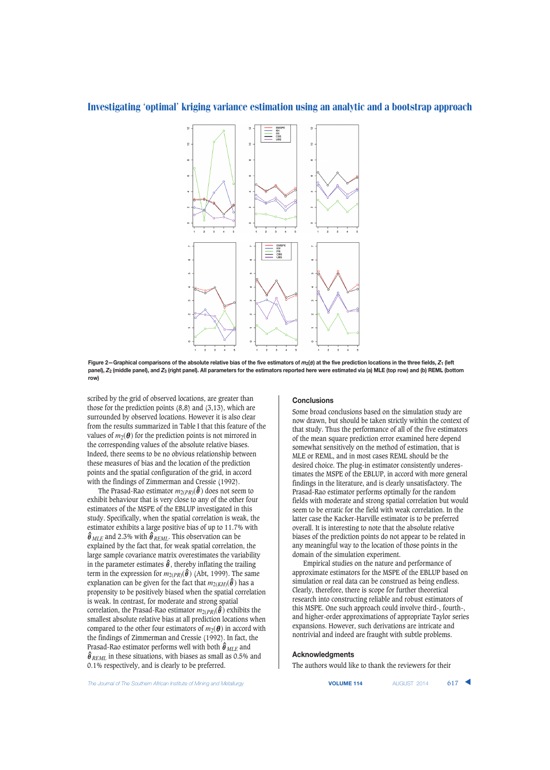Figure 2—Graphical comparisons of the absolute relative bias of the five estimators of $m_2(\theta)$ at the five prediction locations in the three fields, $Z_1$ (left panel), $Z_2$ (middle panel), and $Z_3$ (right panel). All parameters for the estimators reported here were estimated via (a) MLE (top row) and (b) REML (bottom row)

scribed by the grid of observed locations, are greater than those for the prediction points (8,8) and (3,13), which are surrounded by observed locations. However it is also clear from the results summarized in Table I that this feature of the values of $m_2(\boldsymbol{\theta})$ for the prediction points is not mirrored in the corresponding values of the absolute relative biases. Indeed, there seems to be no obvious relationship between these measures of bias and the location of the prediction points and the spatial configuration of the grid, in accord with the findings of Zimmerman and Cressie (1992).

The Prasad-Rao estimator $m_{2(PR)}(\hat{\boldsymbol{\theta}})$ does not seem to exhibit behaviour that is very close to any of the other four estimators of the MSPE of the EBLUP investigated in this study. Specifically, when the spatial correlation is weak, the estimator exhibits a large positive bias of up to 11.7% with $\hat{\boldsymbol{\theta}}_{MLE}$ and 2.3% with $\hat{\boldsymbol{\theta}}_{REML}$. This observation can be explained by the fact that, for weak spatial correlation, the large sample covariance matrix overestimates the variability in the parameter estimates $\hat{\boldsymbol{\theta}}$, thereby inflating the trailing term in the expression for $m_{2(PR)}(\hat{\boldsymbol{\theta}})$ (Abt, 1999). The same explanation can be given for the fact that $m_{2(KH)}(\hat{\boldsymbol{\theta}})$ has a propensity to be positively biased when the spatial correlation is weak. In contrast, for moderate and strong spatial correlation, the Prasad-Rao estimator $m_{2(PR)}(\hat{\boldsymbol{\theta}})$ exhibits the smallest absolute relative bias at all prediction locations when compared to the other four estimators of $m_2(\boldsymbol{\theta})$ in accord with the findings of Zimmerman and Cressie (1992). In fact, the Prasad-Rao estimator performs well with both $\hat{\boldsymbol{\theta}}_{MLE}$ and $\hat{\boldsymbol{\theta}}_{REML}$ in these situations, with biases as small as 0.5% and 0.1% respectively, and is clearly to be preferred.

## Conclusions

Some broad conclusions based on the simulation study are now drawn, but should be taken strictly within the context of that study. Thus the performance of all of the five estimators of the mean square prediction error examined here depend somewhat sensitively on the method of estimation, that is MLE or REML, and in most cases REML should be the desired choice. The plug-in estimator consistently underestimates the MSPE of the EBLUP, in accord with more general findings in the literature, and is clearly unsatisfactory. The Prasad-Rao estimator performs optimally for the random fields with moderate and strong spatial correlation but would seem to be erratic for the field with weak correlation. In the latter case the Kacker-Harville estimator is to be preferred overall. It is interesting to note that the absolute relative biases of the prediction points do not appear to be related in any meaningful way to the location of those points in the domain of the simulation experiment.

Empirical studies on the nature and performance of approximate estimators for the MSPE of the EBLUP based on simulation or real data can be construed as being endless. Clearly, therefore, there is scope for further theoretical research into constructing reliable and robust estimators of this MSPE. One such approach could involve third-, fourth-, and higher-order approximations of appropriate Taylor series expansions. However, such derivations are intricate and nontrivial and indeed are fraught with subtle problems.

## Acknowledgements

The authors would like to thank the reviewers for their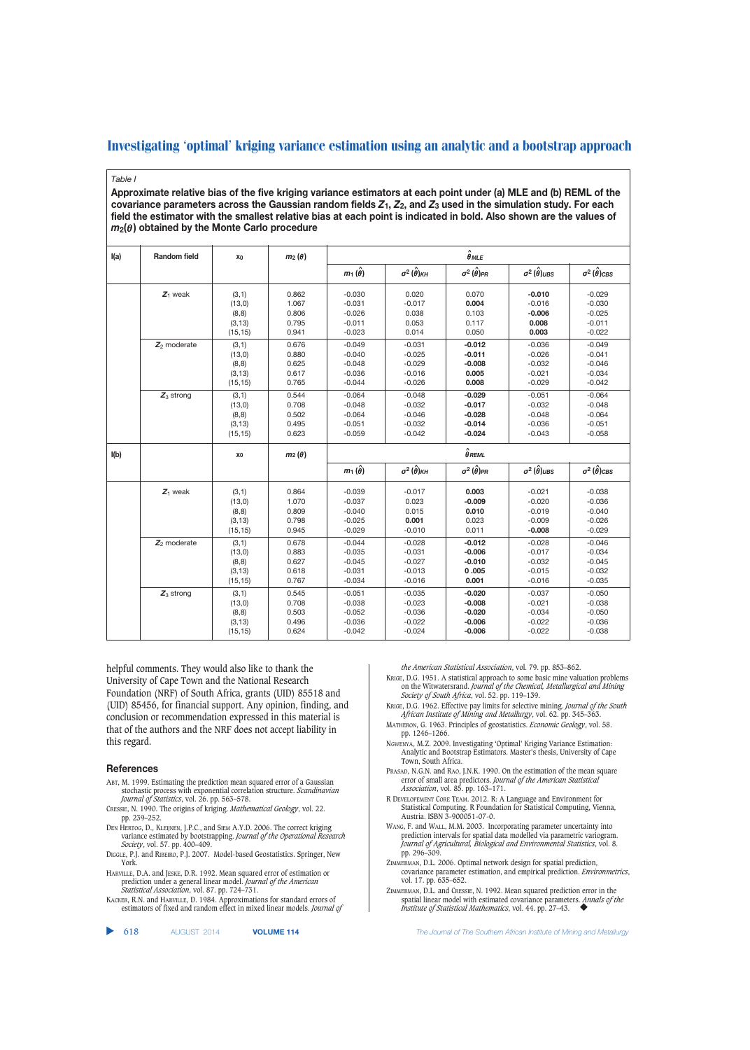*Table I*

**Approximate relative bias of the five kriging variance estimators at each point under (a) MLE and (b) REML of the covariance parameters across the Gaussian random fields $Z_1$, $Z_2$, and $Z_3$ used in the simulation study. For each field the estimator with the smallest relative bias at each point is indicated in bold. Also shown are the values of $m_2(\theta)$ obtained by the Monte Carlo procedure**

| I(a) | Random field | $x_0$ | $m_2(\theta)$ | $\hat{\theta}_{MLE}$ | | | | |
|---|---|---|---|---|---|---|---|---|
| | | | | $m_1(\hat{\theta})$ | $\sigma^2(\hat{\theta})_{KH}$ | $\sigma^2(\hat{\theta})_{PR}$ | $\sigma^2(\hat{\theta})_{UBS}$ | $\sigma^2(\hat{\theta})_{CBS}$ |
| | $Z_1$ weak | (3,1) | 0.862 | -0.030 | 0.020 | 0.070 | **-0.010** | -0.029 |
| | | (13,0) | 1.067 | -0.031 | -0.017 | **0.004** | -0.016 | -0.030 |
| | | (8,8) | 0.806 | -0.026 | 0.038 | 0.103 | **-0.006** | -0.025 |
| | | (3,13) | 0.795 | -0.011 | 0.053 | 0.117 | **0.008** | -0.011 |
| | | (15,15) | 0.941 | -0.023 | 0.014 | 0.050 | **0.003** | -0.022 |
| | $Z_2$ moderate | (3,1) | 0.676 | -0.049 | -0.031 | **-0.012** | -0.036 | -0.049 |
| | | (13,0) | 0.880 | -0.040 | -0.025 | **-0.011** | -0.026 | -0.041 |
| | | (8,8) | 0.625 | -0.048 | -0.029 | **-0.008** | -0.032 | -0.046 |
| | | (3,13) | 0.617 | -0.036 | -0.016 | **0.005** | -0.021 | -0.034 |
| | | (15,15) | 0.765 | -0.044 | -0.026 | **0.008** | -0.029 | -0.042 |
| | $Z_3$ strong | (3,1) | 0.544 | -0.064 | -0.048 | **-0.029** | -0.051 | -0.064 |
| | | (13,0) | 0.708 | -0.048 | -0.032 | **-0.017** | -0.032 | -0.048 |
| | | (8,8) | 0.502 | -0.064 | -0.046 | **-0.028** | -0.048 | -0.064 |
| | | (3,13) | 0.495 | -0.051 | -0.032 | **-0.014** | -0.036 | -0.051 |
| | | (15,15) | 0.623 | -0.059 | -0.042 | **-0.024** | -0.043 | -0.058 |
| I(b) | | $x_0$ | $m_2(\theta)$ | $\hat{\theta}_{REML}$ | | | | |
| | | | | $m_1(\hat{\theta})$ | $\sigma^2(\hat{\theta})_{KH}$ | $\sigma^2(\hat{\theta})_{PR}$ | $\sigma^2(\hat{\theta})_{UBS}$ | $\sigma^2(\hat{\theta})_{CBS}$ |
| | $Z_1$ weak | (3,1) | 0.864 | -0.039 | -0.017 | **0.003** | -0.021 | -0.038 |
| | | (13,0) | 1.070 | -0.037 | 0.023 | **-0.009** | -0.020 | -0.036 |
| | | (8,8) | 0.809 | -0.040 | 0.015 | **0.010** | -0.019 | -0.040 |
| | | (3,13) | 0.798 | -0.025 | **0.001** | 0.023 | -0.009 | -0.026 |
| | | (15,15) | 0.945 | -0.029 | -0.010 | 0.011 | **-0.008** | -0.029 |
| | $Z_2$ moderate | (3,1) | 0.678 | -0.044 | -0.028 | **-0.012** | -0.028 | -0.046 |
| | | (13,0) | 0.883 | -0.035 | -0.031 | **-0.006** | -0.017 | -0.034 |
| | | (8,8) | 0.627 | -0.045 | -0.027 | **-0.010** | -0.032 | -0.045 |
| | | (3,13) | 0.618 | -0.031 | -0.013 | **0 .005** | -0.015 | -0.032 |
| | | (15,15) | 0.767 | -0.034 | -0.016 | **0.001** | -0.016 | -0.035 |
| | $Z_3$ strong | (3,1) | 0.545 | -0.051 | -0.035 | **-0.020** | -0.037 | -0.050 |
| | | (13,0) | 0.708 | -0.038 | -0.023 | **-0.008** | -0.021 | -0.038 |
| | | (8,8) | 0.503 | -0.052 | -0.036 | **-0.020** | -0.034 | -0.050 |
| | | (3,13) | 0.496 | -0.036 | -0.022 | **-0.006** | -0.022 | -0.036 |
| | | (15,15) | 0.624 | -0.042 | -0.024 | **-0.006** | -0.022 | -0.038 |

helpful comments. They would also like to thank the University of Cape Town and the National Research Foundation (NRF) of South Africa, grants (UID) 85518 and (UID) 85456, for financial support. Any opinion, finding, and conclusion or recommendation expressed in this material is that of the authors and the NRF does not accept liability in this regard.

## References

ABT, M. 1999. Estimating the prediction mean squared error of a Gaussian stochastic process with exponential correlation structure. *Scandinavian Journal of Statistics*, vol. 26. pp. 563–578.

CRESSIE, N. 1990. The origins of kriging. *Mathematical Geology*, vol. 22. pp. 239–252.

DEN HERTOG, D., KLEIJNEN, J.P.C., and SIEM A.Y.D. 2006. The correct kriging variance estimated by bootstrapping. *Journal of the Operational Research Society*, vol. 57. pp. 400–409.

DIGGLE, P.J. and RIBEIRO, P.J. 2007. Model-based Geostatistics. Springer, New York.

HARVILLE, D.A. and JESKE, D.R. 1992. Mean squared error of estimation or prediction under a general linear model. *Journal of the American Statistical Association*, vol. 87. pp. 724–731.

KACKER, R.N. and HARVILLE, D. 1984. Approximations for standard errors of estimators of fixed and random effect in mixed linear models. *Journal of the American Statistical Association*, vol. 79. pp. 853–862.

KRIGE, D.G. 1951. A statistical approach to some basic mine valuation problems on the Witwatersrand. *Journal of the Chemical, Metallurgical and Mining Society of South Africa*, vol. 52. pp. 119–139.

KRIGE, D.G. 1962. Effective pay limits for selective mining. *Journal of the South African Institute of Mining and Metallurgy*, vol. 62. pp. 345–363.

MATHERON, G. 1963. Principles of geostatistics. *Economic Geology*, vol. 58. pp. 1246–1266.

NGWENYA, M.Z. 2009. Investigating 'Optimal' Kriging Variance Estimation: Analytic and Bootstrap Estimators. Master's thesis, University of Cape Town, South Africa.

PRASAD, N.G.N. and RAO, J.N.K. 1990. On the estimation of the mean square error of small area predictors. *Journal of the American Statistical Association*, vol. 85. pp. 163–171.

R DEVELOPEMENT CORE TEAM. 2012. R: A Language and Environment for Statistical Computing. R Foundation for Statistical Computing, Vienna, Austria. ISBN 3-900051-07-0.

WANG, F. and WALL, M.M. 2003. Incorporating parameter uncertainty into prediction intervals for spatial data modelled via parametric variogram. *Journal of Agricultural, Biological and Environmental Statistics*, vol. 8. pp. 296–309.

ZIMMERMAN, D.L. 2006. Optimal network design for spatial prediction, covariance parameter estimation, and empirical prediction. *Environmetrics*, vol. 17. pp. 635–652.

ZIMMERMAN, D.L. and CRESSIE, N. 1992. Mean squared prediction error in the spatial linear model with estimated covariance parameters. *Annals of the Institute of Statistical Mathematics*, vol. 44. pp. 27–43. ◆